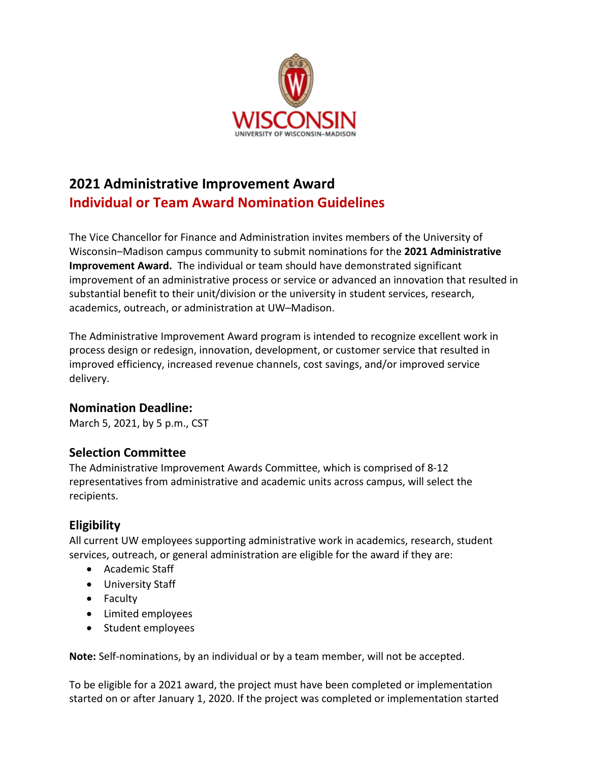WISCONSIN
UNIVERSITY OF WISCONSIN–MADISON

# 2021 Administrative Improvement Award

## Individual or Team Award Nomination Guidelines

The Vice Chancellor for Finance and Administration invites members of the University of Wisconsin–Madison campus community to submit nominations for the **2021 Administrative Improvement Award.** The individual or team should have demonstrated significant improvement of an administrative process or service or advanced an innovation that resulted in substantial benefit to their unit/division or the university in student services, research, academics, outreach, or administration at UW–Madison.

The Administrative Improvement Award program is intended to recognize excellent work in process design or redesign, innovation, development, or customer service that resulted in improved efficiency, increased revenue channels, cost savings, and/or improved service delivery.

### Nomination Deadline:

March 5, 2021, by 5 p.m., CST

### Selection Committee

The Administrative Improvement Awards Committee, which is comprised of 8-12 representatives from administrative and academic units across campus, will select the recipients.

### Eligibility

All current UW employees supporting administrative work in academics, research, student services, outreach, or general administration are eligible for the award if they are:

- Academic Staff
- University Staff
- Faculty
- Limited employees
- Student employees

**Note:** Self-nominations, by an individual or by a team member, will not be accepted.

To be eligible for a 2021 award, the project must have been completed or implementation started on or after January 1, 2020. If the project was completed or implementation started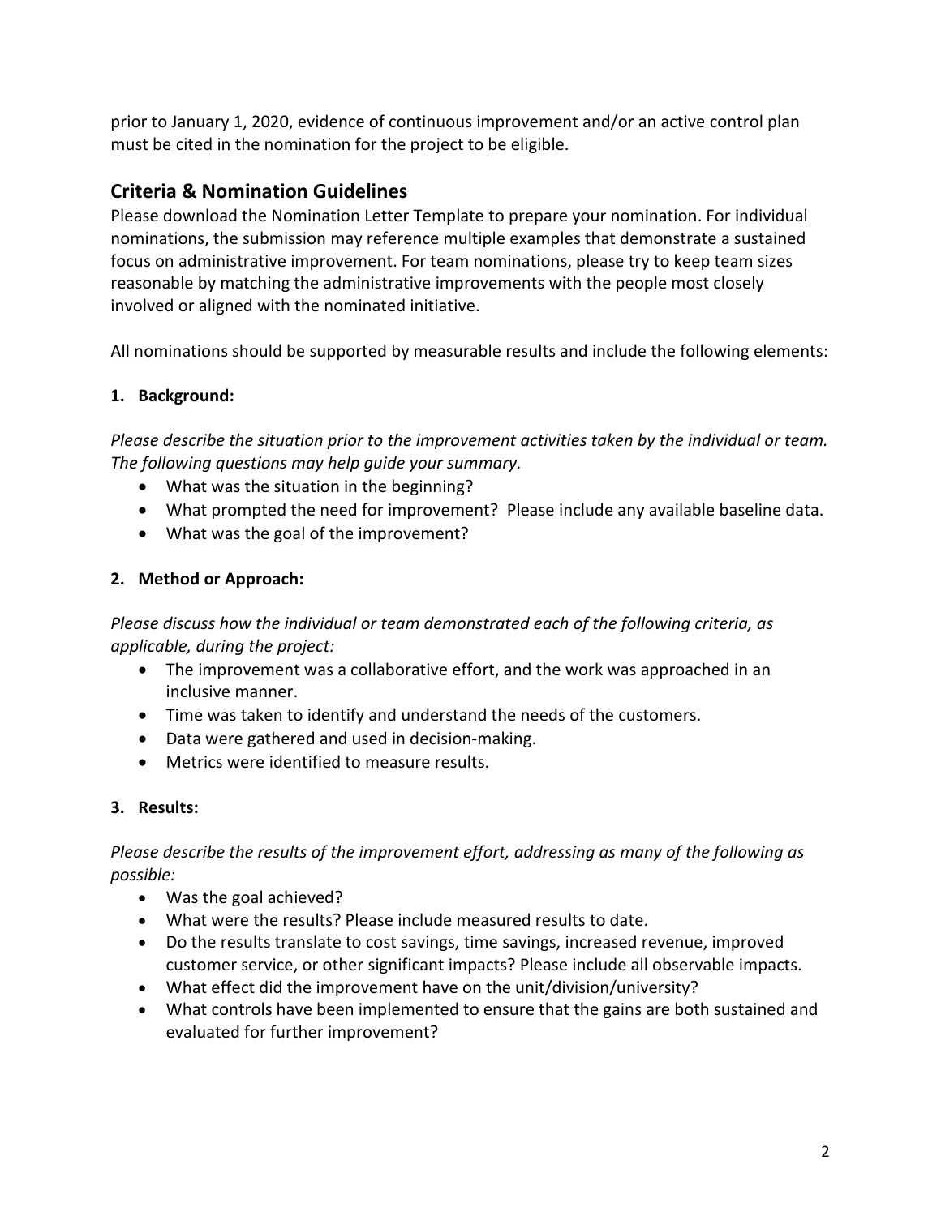prior to January 1, 2020, evidence of continuous improvement and/or an active control plan must be cited in the nomination for the project to be eligible.

## Criteria & Nomination Guidelines

Please download the Nomination Letter Template to prepare your nomination. For individual nominations, the submission may reference multiple examples that demonstrate a sustained focus on administrative improvement. For team nominations, please try to keep team sizes reasonable by matching the administrative improvements with the people most closely involved or aligned with the nominated initiative.

All nominations should be supported by measurable results and include the following elements:

**1. Background:**

*Please describe the situation prior to the improvement activities taken by the individual or team. The following questions may help guide your summary.*

- What was the situation in the beginning?
- What prompted the need for improvement? Please include any available baseline data.
- What was the goal of the improvement?

**2. Method or Approach:**

*Please discuss how the individual or team demonstrated each of the following criteria, as applicable, during the project:*

- The improvement was a collaborative effort, and the work was approached in an inclusive manner.
- Time was taken to identify and understand the needs of the customers.
- Data were gathered and used in decision-making.
- Metrics were identified to measure results.

**3. Results:**

*Please describe the results of the improvement effort, addressing as many of the following as possible:*

- Was the goal achieved?
- What were the results? Please include measured results to date.
- Do the results translate to cost savings, time savings, increased revenue, improved customer service, or other significant impacts? Please include all observable impacts.
- What effect did the improvement have on the unit/division/university?
- What controls have been implemented to ensure that the gains are both sustained and evaluated for further improvement?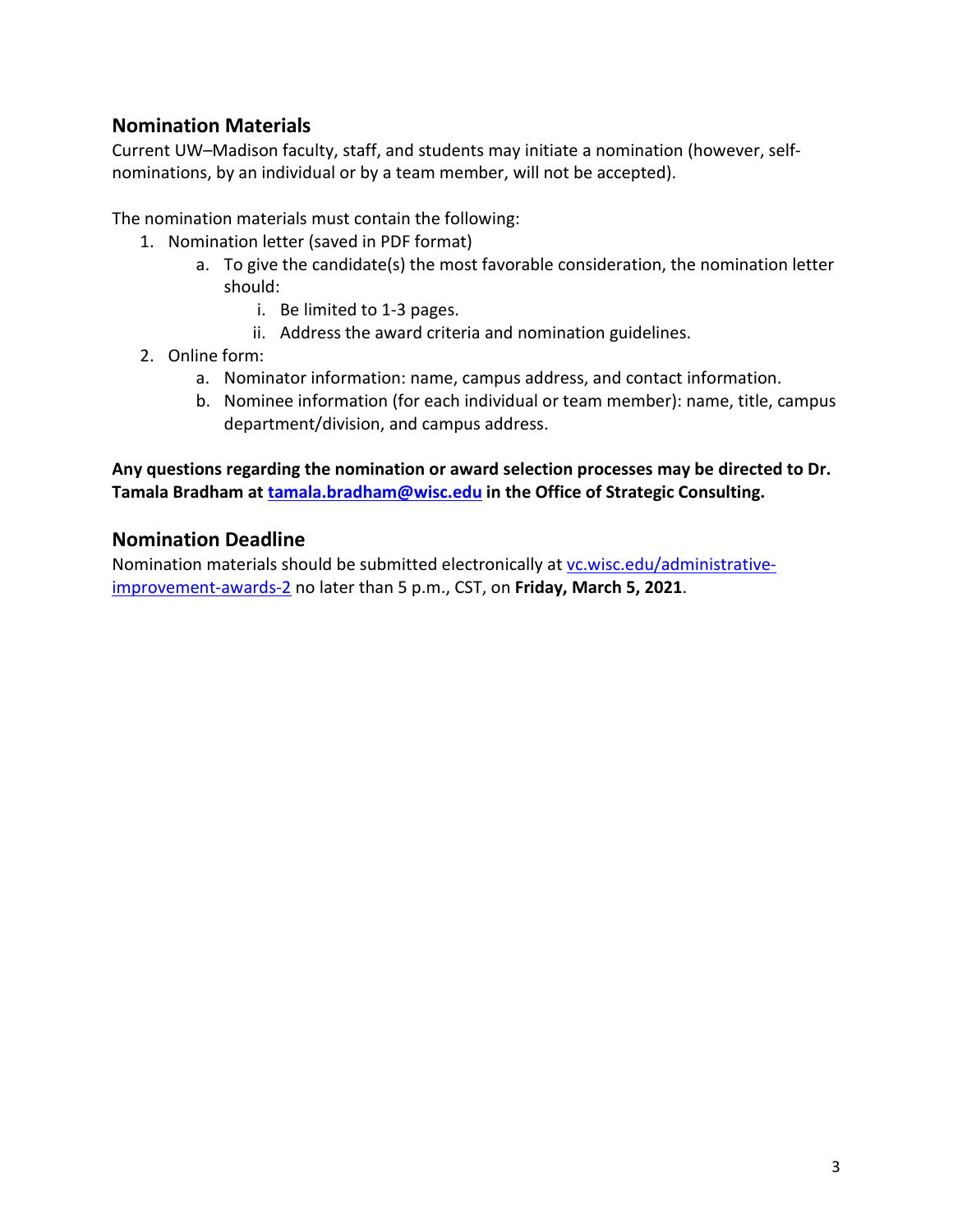## Nomination Materials

Current UW–Madison faculty, staff, and students may initiate a nomination (however, self-nominations, by an individual or by a team member, will not be accepted).

The nomination materials must contain the following:

1. Nomination letter (saved in PDF format)
   a. To give the candidate(s) the most favorable consideration, the nomination letter should:
      i. Be limited to 1-3 pages.
      ii. Address the award criteria and nomination guidelines.
2. Online form:
   a. Nominator information: name, campus address, and contact information.
   b. Nominee information (for each individual or team member): name, title, campus department/division, and campus address.

**Any questions regarding the nomination or award selection processes may be directed to Dr. Tamala Bradham at [tamala.bradham@wisc.edu](mailto:tamala.bradham@wisc.edu) in the Office of Strategic Consulting.**

## Nomination Deadline

Nomination materials should be submitted electronically at [vc.wisc.edu/administrative-improvement-awards-2](https://vc.wisc.edu/administrative-improvement-awards-2) no later than 5 p.m., CST, on **Friday, March 5, 2021**.